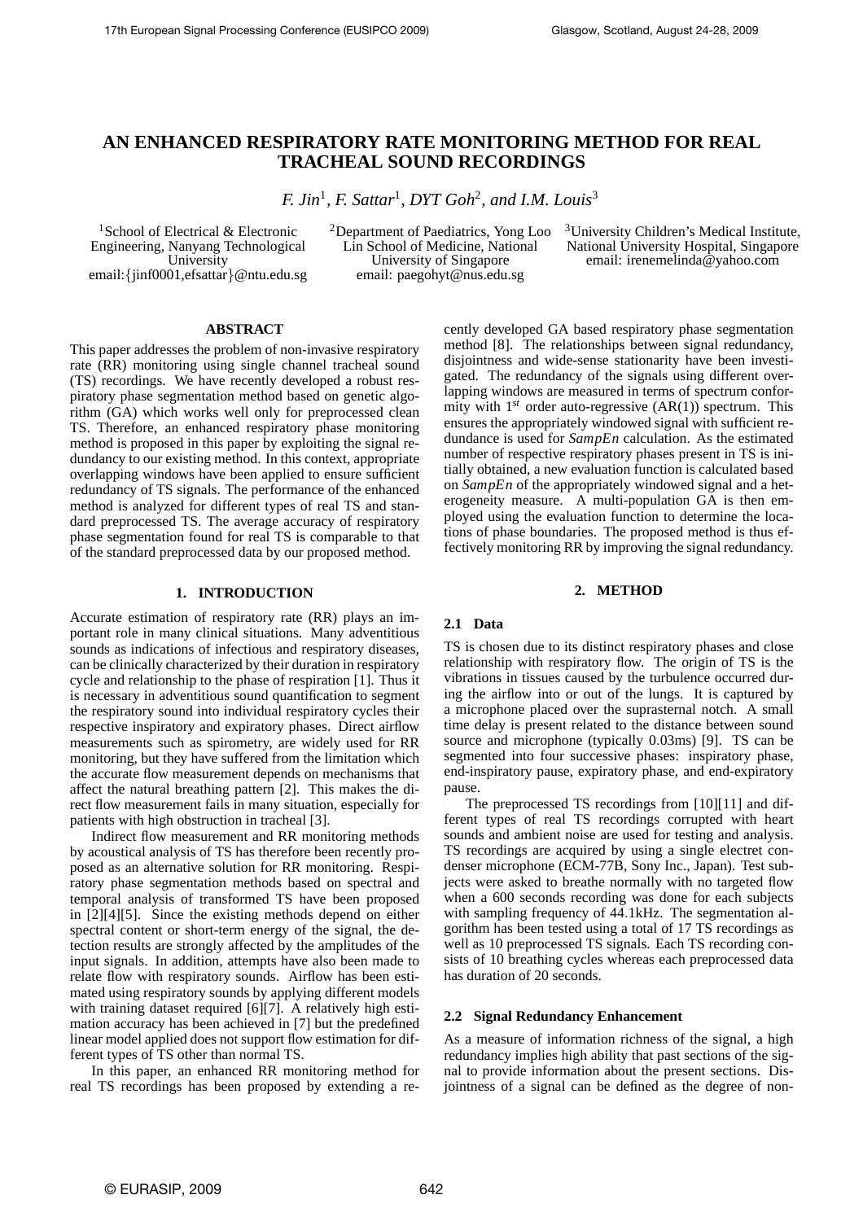# AN ENHANCED RESPIRATORY RATE MONITORING METHOD FOR REAL TRACHEAL SOUND RECORDINGS

*F. Jin*[1], *F. Sattar*[1], *DYT Goh*[2], *and I.M. Louis*[3]

[1]School of Electrical & Electronic Engineering, Nanyang Technological University
email:{jinf0001,efsattar}@ntu.edu.sg

[2]Department of Paediatrics, Yong Loo Lin School of Medicine, National University of Singapore
email: paegohyt@nus.edu.sg

[3]University Children's Medical Institute, National University Hospital, Singapore
email: irenemelinda@yahoo.com

## ABSTRACT

This paper addresses the problem of non-invasive respiratory rate (RR) monitoring using single channel tracheal sound (TS) recordings. We have recently developed a robust respiratory phase segmentation method based on genetic algorithm (GA) which works well only for preprocessed clean TS. Therefore, an enhanced respiratory phase monitoring method is proposed in this paper by exploiting the signal redundancy to our existing method. In this context, appropriate overlapping windows have been applied to ensure sufficient redundancy of TS signals. The performance of the enhanced method is analyzed for different types of real TS and standard preprocessed TS. The average accuracy of respiratory phase segmentation found for real TS is comparable to that of the standard preprocessed data by our proposed method.

## 1. INTRODUCTION

Accurate estimation of respiratory rate (RR) plays an important role in many clinical situations. Many adventitious sounds as indications of infectious and respiratory diseases, can be clinically characterized by their duration in respiratory cycle and relationship to the phase of respiration [1]. Thus it is necessary in adventitious sound quantification to segment the respiratory sound into individual respiratory cycles their respective inspiratory and expiratory phases. Direct airflow measurements such as spirometry, are widely used for RR monitoring, but they have suffered from the limitation which the accurate flow measurement depends on mechanisms that affect the natural breathing pattern [2]. This makes the direct flow measurement fails in many situation, especially for patients with high obstruction in tracheal [3].

Indirect flow measurement and RR monitoring methods by acoustical analysis of TS has therefore been recently proposed as an alternative solution for RR monitoring. Respiratory phase segmentation methods based on spectral and temporal analysis of transformed TS have been proposed in [2][4][5]. Since the existing methods depend on either spectral content or short-term energy of the signal, the detection results are strongly affected by the amplitudes of the input signals. In addition, attempts have also been made to relate flow with respiratory sounds. Airflow has been estimated using respiratory sounds by applying different models with training dataset required [6][7]. A relatively high estimation accuracy has been achieved in [7] but the predefined linear model applied does not support flow estimation for different types of TS other than normal TS.

In this paper, an enhanced RR monitoring method for real TS recordings has been proposed by extending a recently developed GA based respiratory phase segmentation method [8]. The relationships between signal redundancy, disjointness and wide-sense stationarity have been investigated. The redundancy of the signals using different overlapping windows are measured in terms of spectrum conformity with $1^{st}$ order auto-regressive (AR(1)) spectrum. This ensures the appropriately windowed signal with sufficient redundance is used for *SampEn* calculation. As the estimated number of respective respiratory phases present in TS is initially obtained, a new evaluation function is calculated based on *SampEn* of the appropriately windowed signal and a heterogeneity measure. A multi-population GA is then employed using the evaluation function to determine the locations of phase boundaries. The proposed method is thus effectively monitoring RR by improving the signal redundancy.

## 2. METHOD

### 2.1 Data

TS is chosen due to its distinct respiratory phases and close relationship with respiratory flow. The origin of TS is the vibrations in tissues caused by the turbulence occurred during the airflow into or out of the lungs. It is captured by a microphone placed over the suprasternal notch. A small time delay is present related to the distance between sound source and microphone (typically 0.03ms) [9]. TS can be segmented into four successive phases: inspiratory phase, end-inspiratory pause, expiratory phase, and end-expiratory pause.

The preprocessed TS recordings from [10][11] and different types of real TS recordings corrupted with heart sounds and ambient noise are used for testing and analysis. TS recordings are acquired by using a single electret condenser microphone (ECM-77B, Sony Inc., Japan). Test subjects were asked to breathe normally with no targeted flow when a 600 seconds recording was done for each subjects with sampling frequency of 44.1kHz. The segmentation algorithm has been tested using a total of 17 TS recordings as well as 10 preprocessed TS signals. Each TS recording consists of 10 breathing cycles whereas each preprocessed data has duration of 20 seconds.

### 2.2 Signal Redundancy Enhancement

As a measure of information richness of the signal, a high redundancy implies high ability that past sections of the signal to provide information about the present sections. Disjointness of a signal can be defined as the degree of non-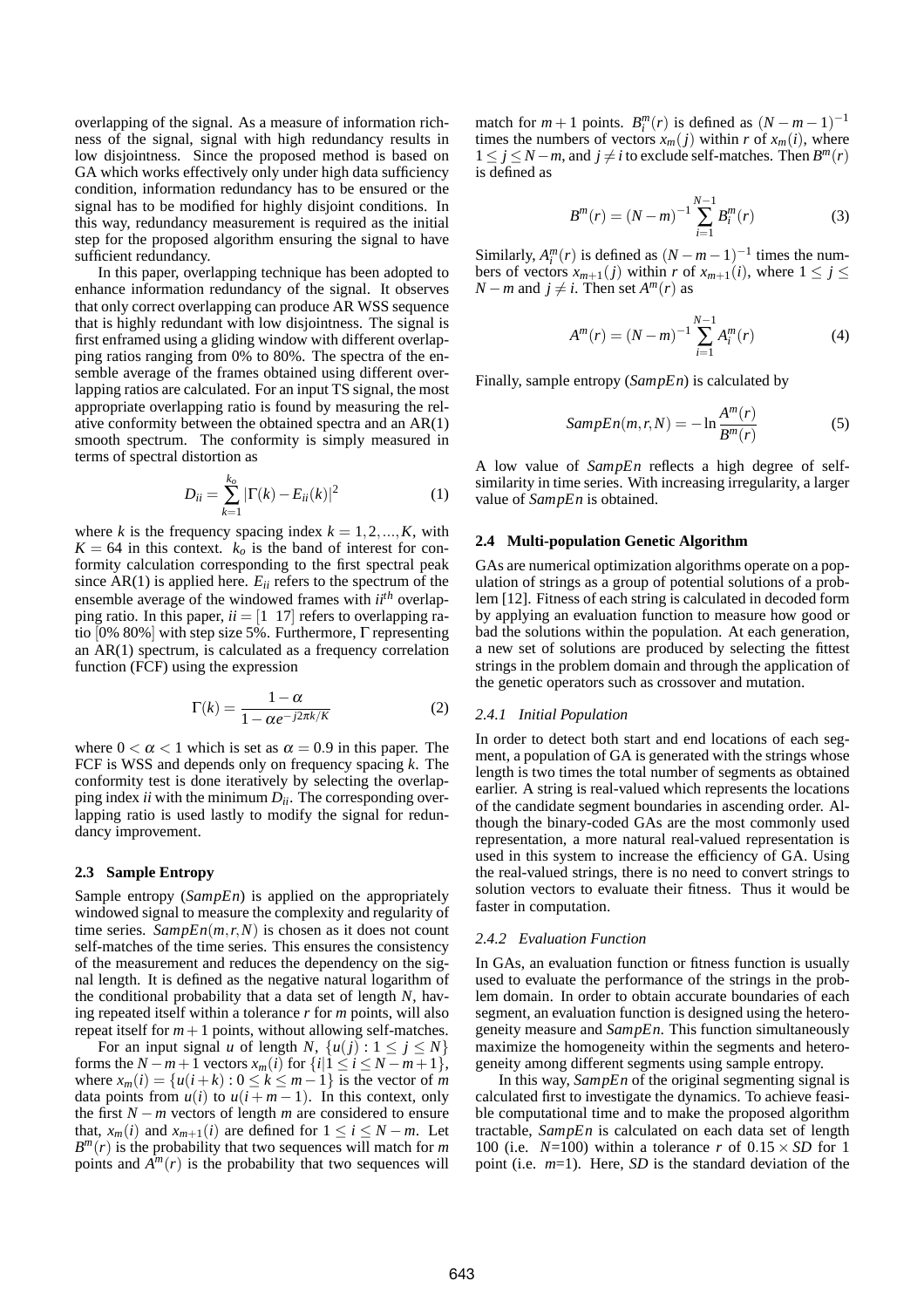overlapping of the signal. As a measure of information richness of the signal, signal with high redundancy results in low disjointness. Since the proposed method is based on GA which works effectively only under high data sufficiency condition, information redundancy has to be ensured or the signal has to be modified for highly disjoint conditions. In this way, redundancy measurement is required as the initial step for the proposed algorithm ensuring the signal to have sufficient redundancy.

In this paper, overlapping technique has been adopted to enhance information redundancy of the signal. It observes that only correct overlapping can produce AR WSS sequence that is highly redundant with low disjointness. The signal is first enframed using a gliding window with different overlapping ratios ranging from 0% to 80%. The spectra of the ensemble average of the frames obtained using different overlapping ratios are calculated. For an input TS signal, the most appropriate overlapping ratio is found by measuring the relative conformity between the obtained spectra and an AR(1) smooth spectrum. The conformity is simply measured in terms of spectral distortion as

$$D_{ii} = \sum_{k=1}^{k_o} |\Gamma(k) - E_{ii}(k)|^2 \quad (1)$$

where $k$ is the frequency spacing index $k = 1, 2, ..., K$, with $K = 64$ in this context. $k_o$ is the band of interest for conformity calculation corresponding to the first spectral peak since AR(1) is applied here. $E_{ii}$ refers to the spectrum of the ensemble average of the windowed frames with $ii^{th}$ overlapping ratio. In this paper, $ii = [1\ \ 17]$ refers to overlapping ratio [0% 80%] with step size 5%. Furthermore, $\Gamma$ representing an AR(1) spectrum, is calculated as a frequency correlation function (FCF) using the expression

$$\Gamma(k) = \frac{1-\alpha}{1-\alpha e^{-j2\pi k/K}} \quad (2)$$

where $0 < \alpha < 1$ which is set as $\alpha = 0.9$ in this paper. The FCF is WSS and depends only on frequency spacing $k$. The conformity test is done iteratively by selecting the overlapping index $ii$ with the minimum $D_{ii}$. The corresponding overlapping ratio is used lastly to modify the signal for redundancy improvement.

### 2.3 Sample Entropy

Sample entropy (*SampEn*) is applied on the appropriately windowed signal to measure the complexity and regularity of time series. $SampEn(m,r,N)$ is chosen as it does not count self-matches of the time series. This ensures the consistency of the measurement and reduces the dependency on the signal length. It is defined as the negative natural logarithm of the conditional probability that a data set of length $N$, having repeated itself within a tolerance $r$ for $m$ points, will also repeat itself for $m+1$ points, without allowing self-matches.

For an input signal $u$ of length $N$, $\{u(j) : 1 \leq j \leq N\}$ forms the $N-m+1$ vectors $x_m(i)$ for $\{i|1 \leq i \leq N-m+1\}$, where $x_m(i) = \{u(i+k) : 0 \leq k \leq m-1\}$ is the vector of $m$ data points from $u(i)$ to $u(i+m-1)$. In this context, only the first $N-m$ vectors of length $m$ are considered to ensure that, $x_m(i)$ and $x_{m+1}(i)$ are defined for $1 \leq i \leq N-m$. Let $B^m(r)$ is the probability that two sequences will match for $m$ points and $A^m(r)$ is the probability that two sequences will match for $m+1$ points. $B_i^m(r)$ is defined as $(N-m-1)^{-1}$ times the numbers of vectors $x_m(j)$ within $r$ of $x_m(i)$, where $1 \leq j \leq N-m$, and $j \neq i$ to exclude self-matches. Then $B^m(r)$ is defined as

$$B^m(r) = (N-m)^{-1} \sum_{i=1}^{N-1} B_i^m(r) \quad (3)$$

Similarly, $A_i^m(r)$ is defined as $(N-m-1)^{-1}$ times the numbers of vectors $x_{m+1}(j)$ within $r$ of $x_{m+1}(i)$, where $1 \leq j \leq N-m$ and $j \neq i$. Then set $A^m(r)$ as

$$A^m(r) = (N-m)^{-1} \sum_{i=1}^{N-1} A_i^m(r) \quad (4)$$

Finally, sample entropy (*SampEn*) is calculated by

$$SampEn(m,r,N) = -\ln \frac{A^m(r)}{B^m(r)} \quad (5)$$

A low value of *SampEn* reflects a high degree of self-similarity in time series. With increasing irregularity, a larger value of *SampEn* is obtained.

### 2.4 Multi-population Genetic Algorithm

GAs are numerical optimization algorithms operate on a population of strings as a group of potential solutions of a problem [12]. Fitness of each string is calculated in decoded form by applying an evaluation function to measure how good or bad the solutions within the population. At each generation, a new set of solutions are produced by selecting the fittest strings in the problem domain and through the application of the genetic operators such as crossover and mutation.

#### 2.4.1 Initial Population

In order to detect both start and end locations of each segment, a population of GA is generated with the strings whose length is two times the total number of segments as obtained earlier. A string is real-valued which represents the locations of the candidate segment boundaries in ascending order. Although the binary-coded GAs are the most commonly used representation, a more natural real-valued representation is used in this system to increase the efficiency of GA. Using the real-valued strings, there is no need to convert strings to solution vectors to evaluate their fitness. Thus it would be faster in computation.

#### 2.4.2 Evaluation Function

In GAs, an evaluation function or fitness function is usually used to evaluate the performance of the strings in the problem domain. In order to obtain accurate boundaries of each segment, an evaluation function is designed using the heterogeneity measure and *SampEn*. This function simultaneously maximize the homogeneity within the segments and heterogeneity among different segments using sample entropy.

In this way, *SampEn* of the original segmenting signal is calculated first to investigate the dynamics. To achieve feasible computational time and to make the proposed algorithm tractable, *SampEn* is calculated on each data set of length 100 (i.e. $N$=100) within a tolerance $r$ of $0.15 \times SD$ for 1 point (i.e. $m$=1). Here, *SD* is the standard deviation of the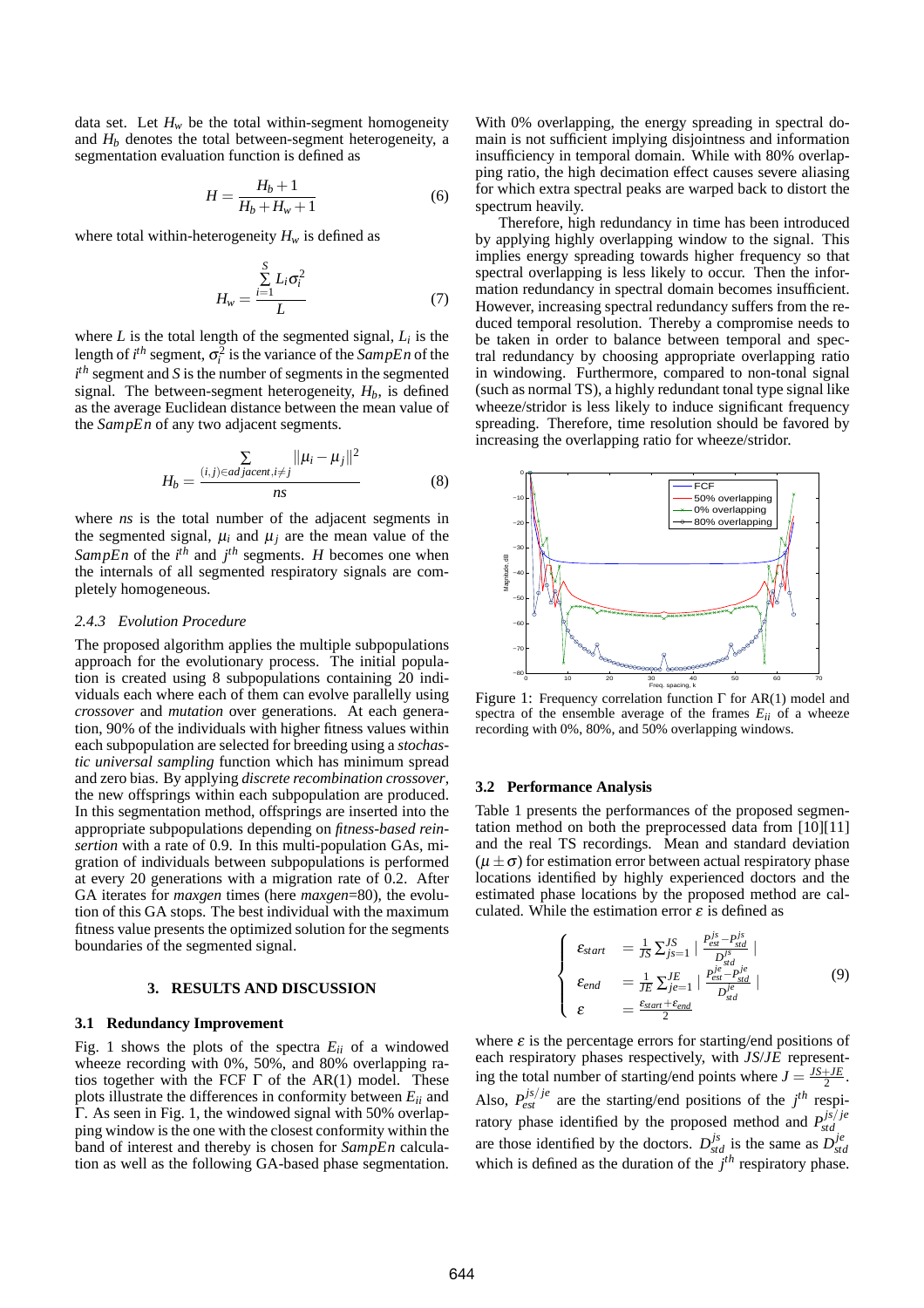data set. Let $H_w$ be the total within-segment homogeneity and $H_b$ denotes the total between-segment heterogeneity, a segmentation evaluation function is defined as

$$H = \frac{H_b + 1}{H_b + H_w + 1} \tag{6}$$

where total within-heterogeneity $H_w$ is defined as

$$H_w = \frac{\sum_{i=1}^{S} L_i \sigma_i^2}{L} \tag{7}$$

where $L$ is the total length of the segmented signal, $L_i$ is the length of $i^{th}$ segment, $\sigma_i^2$ is the variance of the *SampEn* of the $i^{th}$ segment and $S$ is the number of segments in the segmented signal. The between-segment heterogeneity, $H_b$, is defined as the average Euclidean distance between the mean value of the *SampEn* of any two adjacent segments.

$$H_b = \frac{\sum_{(i,j) \in adjacent, i \neq j} \|\mu_i - \mu_j\|^2}{ns} \tag{8}$$

where *ns* is the total number of the adjacent segments in the segmented signal, $\mu_i$ and $\mu_j$ are the mean value of the *SampEn* of the $i^{th}$ and $j^{th}$ segments. $H$ becomes one when the internals of all segmented respiratory signals are completely homogeneous.

### 2.4.3 Evolution Procedure

The proposed algorithm applies the multiple subpopulations approach for the evolutionary process. The initial population is created using 8 subpopulations containing 20 individuals each where each of them can evolve parallelly using *crossover* and *mutation* over generations. At each generation, 90% of the individuals with higher fitness values within each subpopulation are selected for breeding using a *stochastic universal sampling* function which has minimum spread and zero bias. By applying *discrete recombination crossover*, the new offsprings within each subpopulation are produced. In this segmentation method, offsprings are inserted into the appropriate subpopulations depending on *fitness-based reinsertion* with a rate of 0.9. In this multi-population GAs, migration of individuals between subpopulations is performed at every 20 generations with a migration rate of 0.2. After GA iterates for *maxgen* times (here *maxgen*=80), the evolution of this GA stops. The best individual with the maximum fitness value presents the optimized solution for the segments boundaries of the segmented signal.

## 3. RESULTS AND DISCUSSION

### 3.1 Redundancy Improvement

Fig. 1 shows the plots of the spectra $E_{ii}$ of a windowed wheeze recording with 0%, 50%, and 80% overlapping ratios together with the FCF $\Gamma$ of the AR(1) model. These plots illustrate the differences in conformity between $E_{ii}$ and $\Gamma$. As seen in Fig. 1, the windowed signal with 50% overlapping window is the one with the closest conformity within the band of interest and thereby is chosen for *SampEn* calculation as well as the following GA-based phase segmentation.

With 0% overlapping, the energy spreading in spectral domain is not sufficient implying disjointness and information insufficiency in temporal domain. While with 80% overlapping ratio, the high decimation effect causes severe aliasing for which extra spectral peaks are warped back to distort the spectrum heavily.

Therefore, high redundancy in time has been introduced by applying highly overlapping window to the signal. This implies energy spreading towards higher frequency so that spectral overlapping is less likely to occur. Then the information redundancy in spectral domain becomes insufficient. However, increasing spectral redundancy suffers from the reduced temporal resolution. Thereby a compromise needs to be taken in order to balance between temporal and spectral redundancy by choosing appropriate overlapping ratio in windowing. Furthermore, compared to non-tonal signal (such as normal TS), a highly redundant tonal type signal like wheeze/stridor is less likely to induce significant frequency spreading. Therefore, time resolution should be favored by increasing the overlapping ratio for wheeze/stridor.

Figure 1: Frequency correlation function $\Gamma$ for AR(1) model and spectra of the ensemble average of the frames $E_{ii}$ of a wheeze recording with 0%, 80%, and 50% overlapping windows.

### 3.2 Performance Analysis

Table 1 presents the performances of the proposed segmentation method on both the preprocessed data from [10][11] and the real TS recordings. Mean and standard deviation $(\mu \pm \sigma)$ for estimation error between actual respiratory phase locations identified by highly experienced doctors and the estimated phase locations by the proposed method are calculated. While the estimation error $\varepsilon$ is defined as

$$\begin{cases} \varepsilon_{start} &= \frac{1}{JS} \sum_{js=1}^{JS} \left| \frac{P_{est}^{js} - P_{std}^{js}}{D_{std}^{js}} \right| \\ \varepsilon_{end} &= \frac{1}{JE} \sum_{je=1}^{JE} \left| \frac{P_{est}^{je} - P_{std}^{je}}{D_{std}^{je}} \right| \\ \varepsilon &= \frac{\varepsilon_{start} + \varepsilon_{end}}{2} \end{cases} \tag{9}$$

where $\varepsilon$ is the percentage errors for starting/end positions of each respiratory phases respectively, with $JS/JE$ representing the total number of starting/end points where $J = \frac{JS+JE}{2}$. Also, $P_{est}^{js/je}$ are the starting/end positions of the $j^{th}$ respiratory phase identified by the proposed method and $P_{std}^{js/je}$ are those identified by the doctors. $D_{std}^{js}$ is the same as $D_{std}^{je}$ which is defined as the duration of the $j^{th}$ respiratory phase.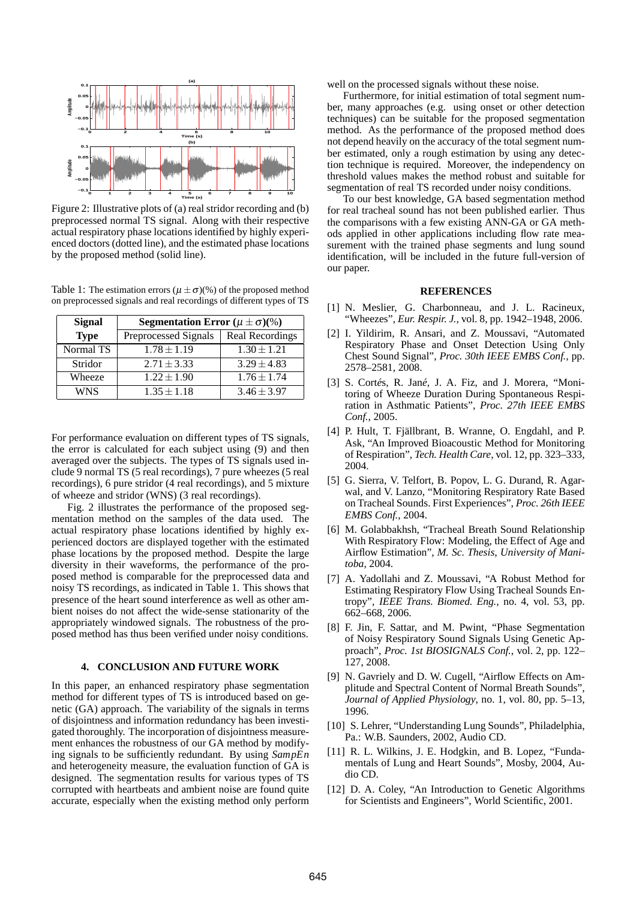(a)

0.1
0.05
0
−0.05
−0.1

Amplitude

0 2 4 6 8 10
Time (s)

(b)

0.1
0.05
0
−0.05
−0.1

Amplitude

0 1 2 3 4 5 6 7 8 9 10
Time (s)

Figure 2: Illustrative plots of (a) real stridor recording and (b) preprocessed normal TS signal. Along with their respective actual respiratory phase locations identified by highly experienced doctors (dotted line), and the estimated phase locations by the proposed method (solid line).

Table 1: The estimation errors ($\mu \pm \sigma$)(%) of the proposed method on preprocessed signals and real recordings of different types of TS

| Signal Type | Segmentation Error ($\mu \pm \sigma$)(%) | |
|---|---|---|
| | Preprocessed Signals | Real Recordings |
| Normal TS | $1.78 \pm 1.19$ | $1.30 \pm 1.21$ |
| Stridor | $2.71 \pm 3.33$ | $3.29 \pm 4.83$ |
| Wheeze | $1.22 \pm 1.90$ | $1.76 \pm 1.74$ |
| WNS | $1.35 \pm 1.18$ | $3.46 \pm 3.97$ |

For performance evaluation on different types of TS signals, the error is calculated for each subject using (9) and then averaged over the subjects. The types of TS signals used include 9 normal TS (5 real recordings), 7 pure wheezes (5 real recordings), 6 pure stridor (4 real recordings), and 5 mixture of wheeze and stridor (WNS) (3 real recordings).

Fig. 2 illustrates the performance of the proposed segmentation method on the samples of the data used. The actual respiratory phase locations identified by highly experienced doctors are displayed together with the estimated phase locations by the proposed method. Despite the large diversity in their waveforms, the performance of the proposed method is comparable for the preprocessed data and noisy TS recordings, as indicated in Table 1. This shows that presence of the heart sound interference as well as other ambient noises do not affect the wide-sense stationarity of the appropriately windowed signals. The robustness of the proposed method has thus been verified under noisy conditions.

## 4. CONCLUSION AND FUTURE WORK

In this paper, an enhanced respiratory phase segmentation method for different types of TS is introduced based on genetic (GA) approach. The variability of the signals in terms of disjointness and information redundancy has been investigated thoroughly. The incorporation of disjointness measurement enhances the robustness of our GA method by modifying signals to be sufficiently redundant. By using *SampEn* and heterogeneity measure, the evaluation function of GA is designed. The segmentation results for various types of TS corrupted with heartbeats and ambient noise are found quite accurate, especially when the existing method only perform well on the processed signals without these noise.

Furthermore, for initial estimation of total segment number, many approaches (e.g. using onset or other detection techniques) can be suitable for the proposed segmentation method. As the performance of the proposed method does not depend heavily on the accuracy of the total segment number estimated, only a rough estimation by using any detection technique is required. Moreover, the independency on threshold values makes the method robust and suitable for segmentation of real TS recorded under noisy conditions.

To our best knowledge, GA based segmentation method for real tracheal sound has not been published earlier. Thus the comparisons with a few existing ANN-GA or GA methods applied in other applications including flow rate measurement with the trained phase segments and lung sound identification, will be included in the future full-version of our paper.

## REFERENCES

[1] N. Meslier, G. Charbonneau, and J. L. Racineux, "Wheezes", *Eur. Respir. J.*, vol. 8, pp. 1942–1948, 2006.

[2] I. Yildirim, R. Ansari, and Z. Moussavi, "Automated Respiratory Phase and Onset Detection Using Only Chest Sound Signal", *Proc. 30th IEEE EMBS Conf.*, pp. 2578–2581, 2008.

[3] S. Cortés, R. Jané, J. A. Fiz, and J. Morera, "Monitoring of Wheeze Duration During Spontaneous Respiration in Asthmatic Patients", *Proc. 27th IEEE EMBS Conf.*, 2005.

[4] P. Hult, T. Fjällbrant, B. Wranne, O. Engdahl, and P. Ask, "An Improved Bioacoustic Method for Monitoring of Respiration", *Tech. Health Care*, vol. 12, pp. 323–333, 2004.

[5] G. Sierra, V. Telfort, B. Popov, L. G. Durand, R. Agarwal, and V. Lanzo, "Monitoring Respiratory Rate Based on Tracheal Sounds. First Experiences", *Proc. 26th IEEE EMBS Conf.*, 2004.

[6] M. Golabbakhsh, "Tracheal Breath Sound Relationship With Respiratory Flow: Modeling, the Effect of Age and Airflow Estimation", *M. Sc. Thesis, University of Manitoba*, 2004.

[7] A. Yadollahi and Z. Moussavi, "A Robust Method for Estimating Respiratory Flow Using Tracheal Sounds Entropy", *IEEE Trans. Biomed. Eng.*, no. 4, vol. 53, pp. 662–668, 2006.

[8] F. Jin, F. Sattar, and M. Pwint, "Phase Segmentation of Noisy Respiratory Sound Signals Using Genetic Approach", *Proc. 1st BIOSIGNALS Conf.*, vol. 2, pp. 122–127, 2008.

[9] N. Gavriely and D. W. Cugell, "Airflow Effects on Amplitude and Spectral Content of Normal Breath Sounds", *Journal of Applied Physiology*, no. 1, vol. 80, pp. 5–13, 1996.

[10] S. Lehrer, "Understanding Lung Sounds", Philadelphia, Pa.: W.B. Saunders, 2002, Audio CD.

[11] R. L. Wilkins, J. E. Hodgkin, and B. Lopez, "Fundamentals of Lung and Heart Sounds", Mosby, 2004, Audio CD.

[12] D. A. Coley, "An Introduction to Genetic Algorithms for Scientists and Engineers", World Scientific, 2001.